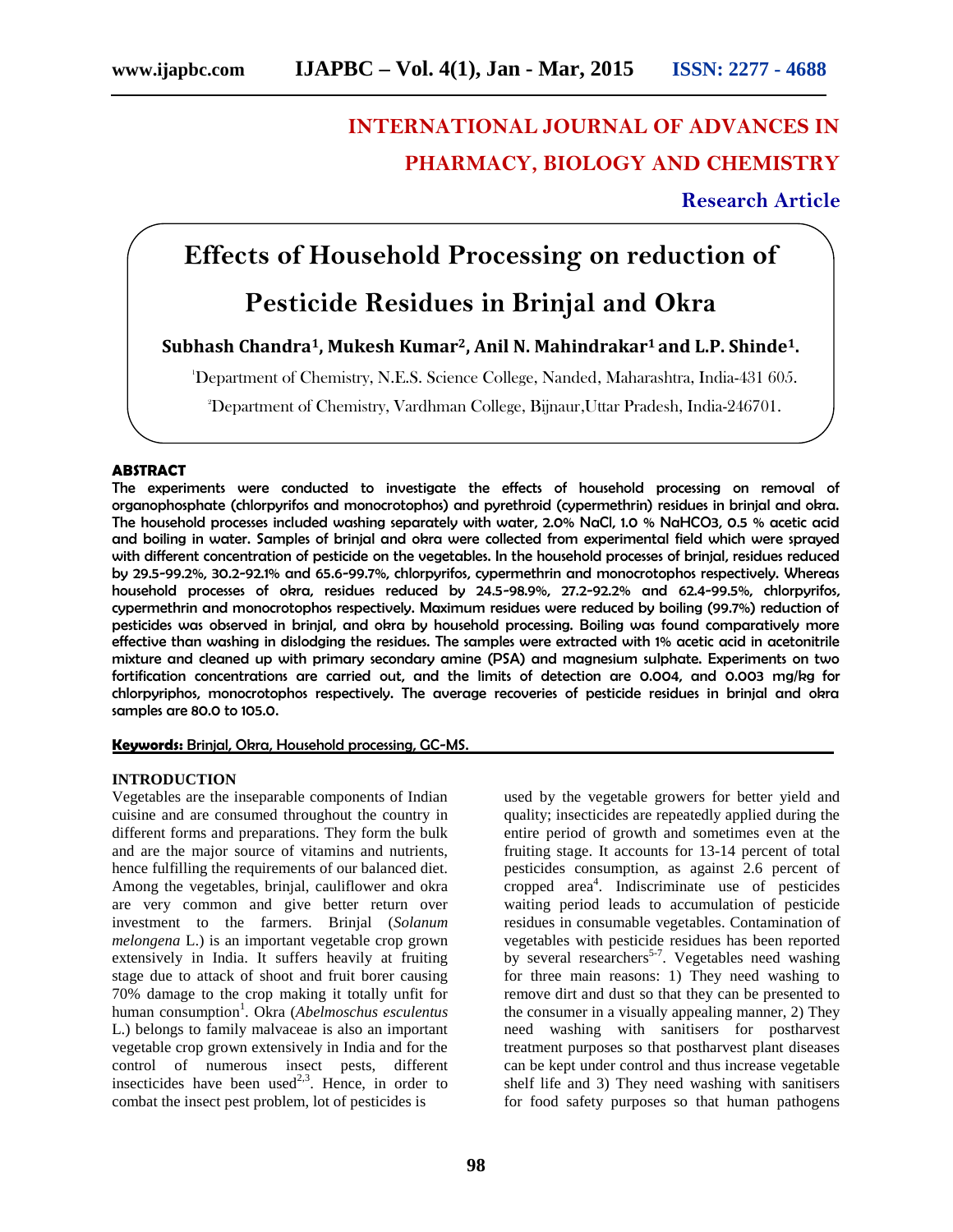INTERNATIONAL JOURNAL OF ADVANCES IN PHARMACY, BIOLOGY AND CHEMISTRY

**Research Article**

# Effects of Household Processing on reduction of Pesticide Residues in Brinjal and Okra

**Subhash Chandra[1], Mukesh Kumar[2], Anil N. Mahindrakar[1] and L.P. Shinde[1].**

[1]Department of Chemistry, N.E.S. Science College, Nanded, Maharashtra, India-431 605.

[2]Department of Chemistry, Vardhman College, Bijnaur,Uttar Pradesh, India-246701.

## ABSTRACT

**The experiments were conducted to investigate the effects of household processing on removal of organophosphate (chlorpyrifos and monocrotophos) and pyrethroid (cypermethrin) residues in brinjal and okra. The household processes included washing separately with water, 2.0% NaCl, 1.0 % NaHCO3, 0.5 % acetic acid and boiling in water. Samples of brinjal and okra were collected from experimental field which were sprayed with different concentration of pesticide on the vegetables. In the household processes of brinjal, residues reduced by 29.5-99.2%, 30.2-92.1% and 65.6-99.7%, chlorpyrifos, cypermethrin and monocrotophos respectively. Whereas household processes of okra, residues reduced by 24.5-98.9%, 27.2-92.2% and 62.4-99.5%, chlorpyrifos, cypermethrin and monocrotophos respectively. Maximum residues were reduced by boiling (99.7%) reduction of pesticides was observed in brinjal, and okra by household processing. Boiling was found comparatively more effective than washing in dislodging the residues. The samples were extracted with 1% acetic acid in acetonitrile mixture and cleaned up with primary secondary amine (PSA) and magnesium sulphate. Experiments on two fortification concentrations are carried out, and the limits of detection are 0.004, and 0.003 mg/kg for chlorpyriphos, monocrotophos respectively. The average recoveries of pesticide residues in brinjal and okra samples are 80.0 to 105.0.**

**Keywords:** Brinjal, Okra, Household processing, GC-MS.

## INTRODUCTION

Vegetables are the inseparable components of Indian cuisine and are consumed throughout the country in different forms and preparations. They form the bulk and are the major source of vitamins and nutrients, hence fulfilling the requirements of our balanced diet. Among the vegetables, brinjal, cauliflower and okra are very common and give better return over investment to the farmers. Brinjal (*Solanum melongena* L.) is an important vegetable crop grown extensively in India. It suffers heavily at fruiting stage due to attack of shoot and fruit borer causing 70% damage to the crop making it totally unfit for human consumption[1]. Okra (*Abelmoschus esculentus* L.) belongs to family malvaceae is also an important vegetable crop grown extensively in India and for the control of numerous insect pests, different insecticides have been used[2,3]. Hence, in order to combat the insect pest problem, lot of pesticides is used by the vegetable growers for better yield and quality; insecticides are repeatedly applied during the entire period of growth and sometimes even at the fruiting stage. It accounts for 13-14 percent of total pesticides consumption, as against 2.6 percent of cropped area[4]. Indiscriminate use of pesticides waiting period leads to accumulation of pesticide residues in consumable vegetables. Contamination of vegetables with pesticide residues has been reported by several researchers[5-7]. Vegetables need washing for three main reasons: 1) They need washing to remove dirt and dust so that they can be presented to the consumer in a visually appealing manner, 2) They need washing with sanitisers for postharvest treatment purposes so that postharvest plant diseases can be kept under control and thus increase vegetable shelf life and 3) They need washing with sanitisers for food safety purposes so that human pathogens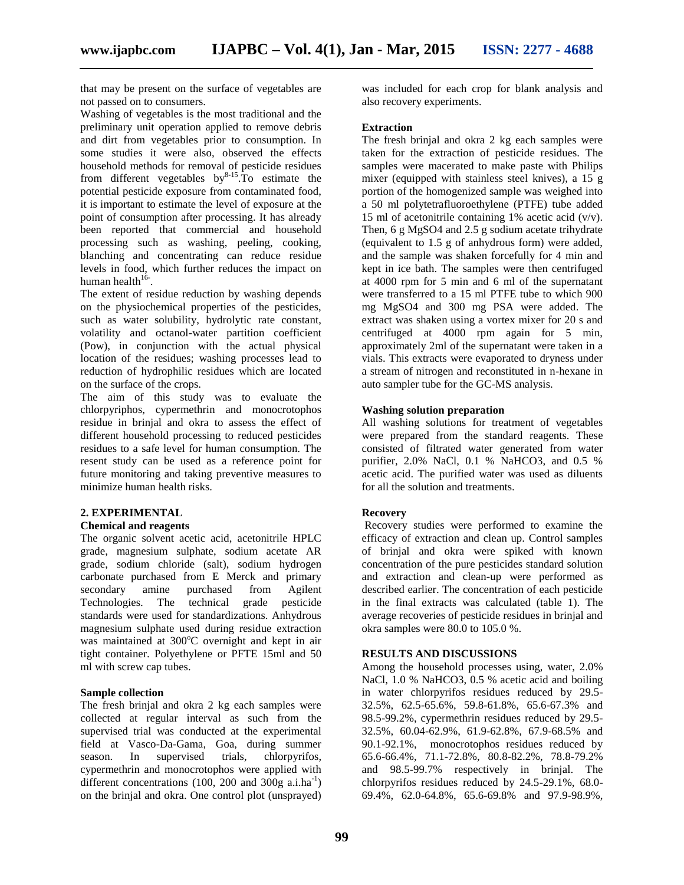that may be present on the surface of vegetables are not passed on to consumers.

Washing of vegetables is the most traditional and the preliminary unit operation applied to remove debris and dirt from vegetables prior to consumption. In some studies it were also, observed the effects household methods for removal of pesticide residues from different vegetables by[8-15].To estimate the potential pesticide exposure from contaminated food, it is important to estimate the level of exposure at the point of consumption after processing. It has already been reported that commercial and household processing such as washing, peeling, cooking, blanching and concentrating can reduce residue levels in food, which further reduces the impact on human health[16-].

The extent of residue reduction by washing depends on the physiochemical properties of the pesticides, such as water solubility, hydrolytic rate constant, volatility and octanol-water partition coefficient (Pow), in conjunction with the actual physical location of the residues; washing processes lead to reduction of hydrophilic residues which are located on the surface of the crops.

The aim of this study was to evaluate the chlorpyriphos, cypermethrin and monocrotophos residue in brinjal and okra to assess the effect of different household processing to reduced pesticides residues to a safe level for human consumption. The resent study can be used as a reference point for future monitoring and taking preventive measures to minimize human health risks.

## 2. EXPERIMENTAL

### Chemical and reagents

The organic solvent acetic acid, acetonitrile HPLC grade, magnesium sulphate, sodium acetate AR grade, sodium chloride (salt), sodium hydrogen carbonate purchased from E Merck and primary secondary amine purchased from Agilent Technologies. The technical grade pesticide standards were used for standardizations. Anhydrous magnesium sulphate used during residue extraction was maintained at 300°C overnight and kept in air tight container. Polyethylene or PFTE 15ml and 50 ml with screw cap tubes.

### Sample collection

The fresh brinjal and okra 2 kg each samples were collected at regular interval as such from the supervised trial was conducted at the experimental field at Vasco-Da-Gama, Goa, during summer season. In supervised trials, chlorpyrifos, cypermethrin and monocrotophos were applied with different concentrations (100, 200 and 300g a.i.ha$^{-1}$) on the brinjal and okra. One control plot (unsprayed) was included for each crop for blank analysis and also recovery experiments.

### Extraction

The fresh brinjal and okra 2 kg each samples were taken for the extraction of pesticide residues. The samples were macerated to make paste with Philips mixer (equipped with stainless steel knives), a 15 g portion of the homogenized sample was weighed into a 50 ml polytetrafluoroethylene (PTFE) tube added 15 ml of acetonitrile containing 1% acetic acid (v/v). Then, 6 g $MgSO_4$ and 2.5 g sodium acetate trihydrate (equivalent to 1.5 g of anhydrous form) were added, and the sample was shaken forcefully for 4 min and kept in ice bath. The samples were then centrifuged at 4000 rpm for 5 min and 6 ml of the supernatant were transferred to a 15 ml PTFE tube to which 900 mg $MgSO_4$ and 300 mg PSA were added. The extract was shaken using a vortex mixer for 20 s and centrifuged at 4000 rpm again for 5 min, approximately 2ml of the supernatant were taken in a vials. This extracts were evaporated to dryness under a stream of nitrogen and reconstituted in n-hexane in auto sampler tube for the GC-MS analysis.

### Washing solution preparation

All washing solutions for treatment of vegetables were prepared from the standard reagents. These consisted of filtrated water generated from water purifier, 2.0% NaCl, 0.1 % $NaHCO_3$, and 0.5 % acetic acid. The purified water was used as diluents for all the solution and treatments.

### Recovery

Recovery studies were performed to examine the efficacy of extraction and clean up. Control samples of brinjal and okra were spiked with known concentration of the pure pesticides standard solution and extraction and clean-up were performed as described earlier. The concentration of each pesticide in the final extracts was calculated (table 1). The average recoveries of pesticide residues in brinjal and okra samples were 80.0 to 105.0 %.

## RESULTS AND DISCUSSIONS

Among the household processes using, water, 2.0% NaCl, 1.0 % $NaHCO_3$, 0.5 % acetic acid and boiling in water chlorpyrifos residues reduced by 29.5-32.5%, 62.5-65.6%, 59.8-61.8%, 65.6-67.3% and 98.5-99.2%, cypermethrin residues reduced by 29.5-32.5%, 60.04-62.9%, 61.9-62.8%, 67.9-68.5% and 90.1-92.1%, monocrotophos residues reduced by 65.6-66.4%, 71.1-72.8%, 80.8-82.2%, 78.8-79.2% and 98.5-99.7% respectively in brinjal. The chlorpyrifos residues reduced by 24.5-29.1%, 68.0-69.4%, 62.0-64.8%, 65.6-69.8% and 97.9-98.9%,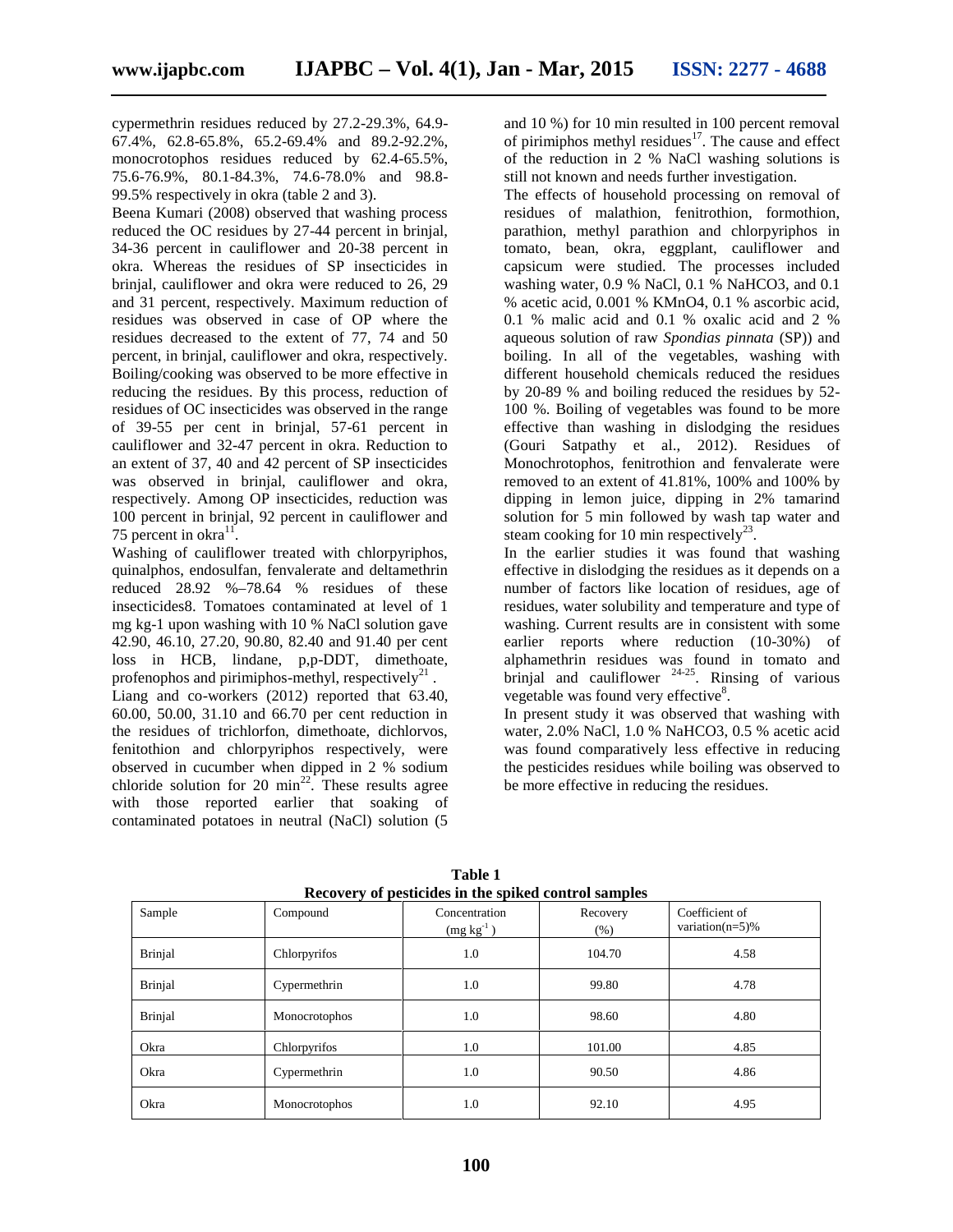cypermethrin residues reduced by 27.2-29.3%, 64.9-67.4%, 62.8-65.8%, 65.2-69.4% and 89.2-92.2%, monocrotophos residues reduced by 62.4-65.5%, 75.6-76.9%, 80.1-84.3%, 74.6-78.0% and 98.8-99.5% respectively in okra (table 2 and 3).

Beena Kumari (2008) observed that washing process reduced the OC residues by 27-44 percent in brinjal, 34-36 percent in cauliflower and 20-38 percent in okra. Whereas the residues of SP insecticides in brinjal, cauliflower and okra were reduced to 26, 29 and 31 percent, respectively. Maximum reduction of residues was observed in case of OP where the residues decreased to the extent of 77, 74 and 50 percent, in brinjal, cauliflower and okra, respectively. Boiling/cooking was observed to be more effective in reducing the residues. By this process, reduction of residues of OC insecticides was observed in the range of 39-55 per cent in brinjal, 57-61 percent in cauliflower and 32-47 percent in okra. Reduction to an extent of 37, 40 and 42 percent of SP insecticides was observed in brinjal, cauliflower and okra, respectively. Among OP insecticides, reduction was 100 percent in brinjal, 92 percent in cauliflower and 75 percent in okra[11].

Washing of cauliflower treated with chlorpyriphos, quinalphos, endosulfan, fenvalerate and deltamethrin reduced 28.92 %–78.64 % residues of these insecticides8. Tomatoes contaminated at level of 1 mg kg-1 upon washing with 10 % NaCl solution gave 42.90, 46.10, 27.20, 90.80, 82.40 and 91.40 per cent loss in HCB, lindane, p,p-DDT, dimethoate, profenophos and pirimiphos-methyl, respectively[21].

Liang and co-workers (2012) reported that 63.40, 60.00, 50.00, 31.10 and 66.70 per cent reduction in the residues of trichlorfon, dimethoate, dichlorvos, fenitothion and chlorpyriphos respectively, were observed in cucumber when dipped in 2 % sodium chloride solution for 20 min[22]. These results agree with those reported earlier that soaking of contaminated potatoes in neutral (NaCl) solution (5 and 10 %) for 10 min resulted in 100 percent removal of pirimiphos methyl residues[17]. The cause and effect of the reduction in 2 % NaCl washing solutions is still not known and needs further investigation.

The effects of household processing on removal of residues of malathion, fenitrothion, formothion, parathion, methyl parathion and chlorpyriphos in tomato, bean, okra, eggplant, cauliflower and capsicum were studied. The processes included washing water, 0.9 % NaCl, 0.1 % $NaHCO_3$, and 0.1 % acetic acid, 0.001 % $KMnO_4$, 0.1 % ascorbic acid, 0.1 % malic acid and 0.1 % oxalic acid and 2 % aqueous solution of raw *Spondias pinnata* (SP)) and boiling. In all of the vegetables, washing with different household chemicals reduced the residues by 20-89 % and boiling reduced the residues by 52-100 %. Boiling of vegetables was found to be more effective than washing in dislodging the residues (Gouri Satpathy et al., 2012). Residues of Monochrotophos, fenitrothion and fenvalerate were removed to an extent of 41.81%, 100% and 100% by dipping in lemon juice, dipping in 2% tamarind solution for 5 min followed by wash tap water and steam cooking for 10 min respectively[23].

In the earlier studies it was found that washing effective in dislodging the residues as it depends on a number of factors like location of residues, age of residues, water solubility and temperature and type of washing. Current results are in consistent with some earlier reports where reduction (10-30%) of alphamethrin residues was found in tomato and brinjal and cauliflower [24-25]. Rinsing of various vegetable was found very effective[8].

In present study it was observed that washing with water, 2.0% NaCl, 1.0 % $NaHCO_3$, 0.5 % acetic acid was found comparatively less effective in reducing the pesticides residues while boiling was observed to be more effective in reducing the residues.

**Table 1**
**Recovery of pesticides in the spiked control samples**

| Sample | Compound | Concentration ($mg\ kg^{-1}$) | Recovery (%) | Coefficient of variation(n=5)% |
|---|---|---|---|---|
| Brinjal | Chlorpyrifos | 1.0 | 104.70 | 4.58 |
| Brinjal | Cypermethrin | 1.0 | 99.80 | 4.78 |
| Brinjal | Monocrotophos | 1.0 | 98.60 | 4.80 |
| Okra | Chlorpyrifos | 1.0 | 101.00 | 4.85 |
| Okra | Cypermethrin | 1.0 | 90.50 | 4.86 |
| Okra | Monocrotophos | 1.0 | 92.10 | 4.95 |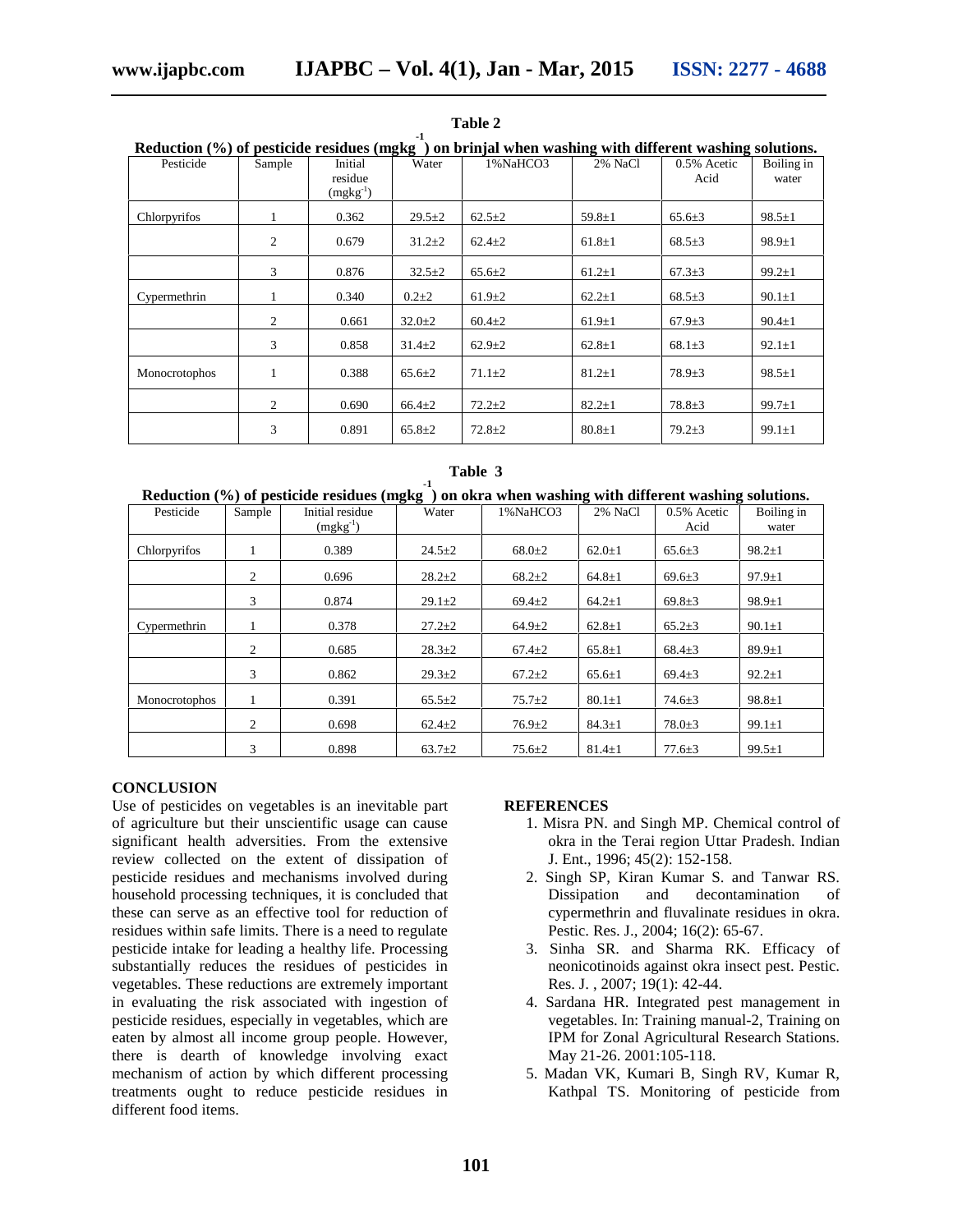**Table 2**

**Reduction (%) of pesticide residues ($mgkg^{-1}$) on brinjal when washing with different washing solutions.**

| Pesticide | Sample | Initial residue ($mgkg^{-1}$) | Water | 1%NaHCO3 | 2% NaCl | 0.5% Acetic Acid | Boiling in water |
|---|---|---|---|---|---|---|---|
| Chlorpyrifos | 1 | 0.362 | 29.5±2 | 62.5±2 | 59.8±1 | 65.6±3 | 98.5±1 |
| | 2 | 0.679 | 31.2±2 | 62.4±2 | 61.8±1 | 68.5±3 | 98.9±1 |
| | 3 | 0.876 | 32.5±2 | 65.6±2 | 61.2±1 | 67.3±3 | 99.2±1 |
| Cypermethrin | 1 | 0.340 | 0.2±2 | 61.9±2 | 62.2±1 | 68.5±3 | 90.1±1 |
| | 2 | 0.661 | 32.0±2 | 60.4±2 | 61.9±1 | 67.9±3 | 90.4±1 |
| | 3 | 0.858 | 31.4±2 | 62.9±2 | 62.8±1 | 68.1±3 | 92.1±1 |
| Monocrotophos | 1 | 0.388 | 65.6±2 | 71.1±2 | 81.2±1 | 78.9±3 | 98.5±1 |
| | 2 | 0.690 | 66.4±2 | 72.2±2 | 82.2±1 | 78.8±3 | 99.7±1 |
| | 3 | 0.891 | 65.8±2 | 72.8±2 | 80.8±1 | 79.2±3 | 99.1±1 |

**Table 3**

**Reduction (%) of pesticide residues ($mgkg^{-1}$) on okra when washing with different washing solutions.**

| Pesticide | Sample | Initial residue ($mgkg^{-1}$) | Water | 1%NaHCO3 | 2% NaCl | 0.5% Acetic Acid | Boiling in water |
|---|---|---|---|---|---|---|---|
| Chlorpyrifos | 1 | 0.389 | 24.5±2 | 68.0±2 | 62.0±1 | 65.6±3 | 98.2±1 |
| | 2 | 0.696 | 28.2±2 | 68.2±2 | 64.8±1 | 69.6±3 | 97.9±1 |
| | 3 | 0.874 | 29.1±2 | 69.4±2 | 64.2±1 | 69.8±3 | 98.9±1 |
| Cypermethrin | 1 | 0.378 | 27.2±2 | 64.9±2 | 62.8±1 | 65.2±3 | 90.1±1 |
| | 2 | 0.685 | 28.3±2 | 67.4±2 | 65.8±1 | 68.4±3 | 89.9±1 |
| | 3 | 0.862 | 29.3±2 | 67.2±2 | 65.6±1 | 69.4±3 | 92.2±1 |
| Monocrotophos | 1 | 0.391 | 65.5±2 | 75.7±2 | 80.1±1 | 74.6±3 | 98.8±1 |
| | 2 | 0.698 | 62.4±2 | 76.9±2 | 84.3±1 | 78.0±3 | 99.1±1 |
| | 3 | 0.898 | 63.7±2 | 75.6±2 | 81.4±1 | 77.6±3 | 99.5±1 |

## CONCLUSION

Use of pesticides on vegetables is an inevitable part of agriculture but their unscientific usage can cause significant health adversities. From the extensive review collected on the extent of dissipation of pesticide residues and mechanisms involved during household processing techniques, it is concluded that these can serve as an effective tool for reduction of residues within safe limits. There is a need to regulate pesticide intake for leading a healthy life. Processing substantially reduces the residues of pesticides in vegetables. These reductions are extremely important in evaluating the risk associated with ingestion of pesticide residues, especially in vegetables, which are eaten by almost all income group people. However, there is dearth of knowledge involving exact mechanism of action by which different processing treatments ought to reduce pesticide residues in different food items.

## REFERENCES

1. Misra PN. and Singh MP. Chemical control of okra in the Terai region Uttar Pradesh. Indian J. Ent., 1996; 45(2): 152-158.
2. Singh SP, Kiran Kumar S. and Tanwar RS. Dissipation and decontamination of cypermethrin and fluvalinate residues in okra. Pestic. Res. J., 2004; 16(2): 65-67.
3. Sinha SR. and Sharma RK. Efficacy of neonicotinoids against okra insect pest. Pestic. Res. J. , 2007; 19(1): 42-44.
4. Sardana HR. Integrated pest management in vegetables. In: Training manual-2, Training on IPM for Zonal Agricultural Research Stations. May 21-26. 2001:105-118.
5. Madan VK, Kumari B, Singh RV, Kumar R, Kathpal TS. Monitoring of pesticide from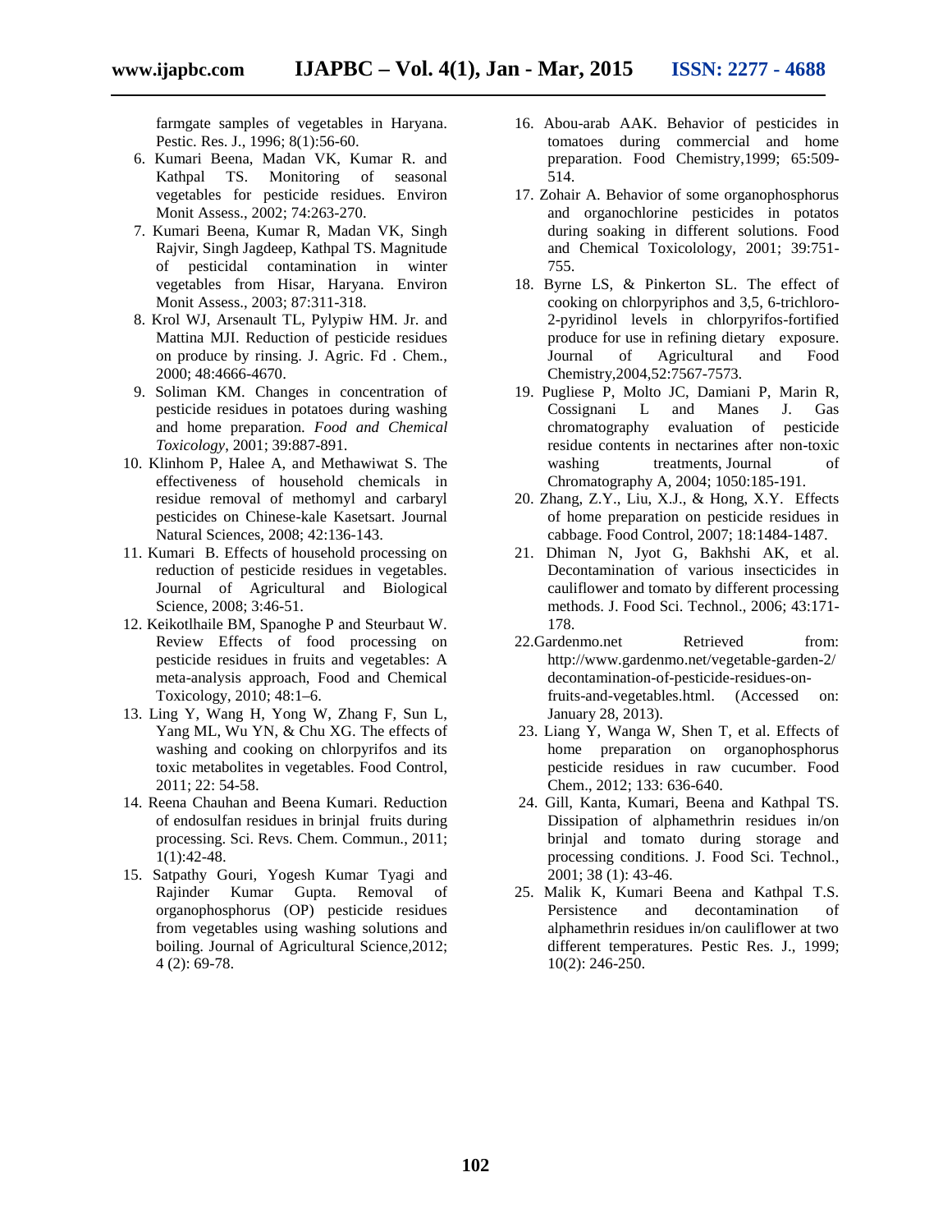farmgate samples of vegetables in Haryana. Pestic. Res. J., 1996; 8(1):56-60.

6. Kumari Beena, Madan VK, Kumar R. and Kathpal TS. Monitoring of seasonal vegetables for pesticide residues. Environ Monit Assess., 2002; 74:263-270.
7. Kumari Beena, Kumar R, Madan VK, Singh Rajvir, Singh Jagdeep, Kathpal TS. Magnitude of pesticidal contamination in winter vegetables from Hisar, Haryana. Environ Monit Assess., 2003; 87:311-318.
8. Krol WJ, Arsenault TL, Pylypiw HM. Jr. and Mattina MJI. Reduction of pesticide residues on produce by rinsing. J. Agric. Fd . Chem., 2000; 48:4666-4670.
9. Soliman KM. Changes in concentration of pesticide residues in potatoes during washing and home preparation. *Food and Chemical Toxicology*, 2001; 39:887-891.
10. Klinhom P, Halee A, and Methawiwat S. The effectiveness of household chemicals in residue removal of methomyl and carbaryl pesticides on Chinese-kale Kasetsart. Journal Natural Sciences, 2008; 42:136-143.
11. Kumari B. Effects of household processing on reduction of pesticide residues in vegetables. Journal of Agricultural and Biological Science, 2008; 3:46-51.
12. Keikotlhaile BM, Spanoghe P and Steurbaut W. Review Effects of food processing on pesticide residues in fruits and vegetables: A meta-analysis approach, Food and Chemical Toxicology, 2010; 48:1–6.
13. Ling Y, Wang H, Yong W, Zhang F, Sun L, Yang ML, Wu YN, & Chu XG. The effects of washing and cooking on chlorpyrifos and its toxic metabolites in vegetables. Food Control, 2011; 22: 54-58.
14. Reena Chauhan and Beena Kumari. Reduction of endosulfan residues in brinjal fruits during processing. Sci. Revs. Chem. Commun., 2011; 1(1):42-48.
15. Satpathy Gouri, Yogesh Kumar Tyagi and Rajinder Kumar Gupta. Removal of organophosphorus (OP) pesticide residues from vegetables using washing solutions and boiling. Journal of Agricultural Science,2012; 4 (2): 69-78.
16. Abou-arab AAK. Behavior of pesticides in tomatoes during commercial and home preparation. Food Chemistry,1999; 65:509-514.
17. Zohair A. Behavior of some organophosphorus and organochlorine pesticides in potatos during soaking in different solutions. Food and Chemical Toxicolology, 2001; 39:751-755.
18. Byrne LS, & Pinkerton SL. The effect of cooking on chlorpyriphos and 3,5, 6-trichloro-2-pyridinol levels in chlorpyrifos-fortified produce for use in refining dietary exposure. Journal of Agricultural and Food Chemistry,2004,52:7567-7573.
19. Pugliese P, Molto JC, Damiani P, Marin R, Cossignani L and Manes J. Gas chromatography evaluation of pesticide residue contents in nectarines after non-toxic washing treatments, Journal of Chromatography A, 2004; 1050:185-191.
20. Zhang, Z.Y., Liu, X.J., & Hong, X.Y. Effects of home preparation on pesticide residues in cabbage. Food Control, 2007; 18:1484-1487.
21. Dhiman N, Jyot G, Bakhshi AK, et al. Decontamination of various insecticides in cauliflower and tomato by different processing methods. J. Food Sci. Technol., 2006; 43:171-178.
22. Gardenmo.net Retrieved from: http://www.gardenmo.net/vegetable-garden-2/decontamination-of-pesticide-residues-on-fruits-and-vegetables.html. (Accessed on: January 28, 2013).
23. Liang Y, Wanga W, Shen T, et al. Effects of home preparation on organophosphorus pesticide residues in raw cucumber. Food Chem., 2012; 133: 636-640.
24. Gill, Kanta, Kumari, Beena and Kathpal TS. Dissipation of alphamethrin residues in/on brinjal and tomato during storage and processing conditions. J. Food Sci. Technol., 2001; 38 (1): 43-46.
25. Malik K, Kumari Beena and Kathpal T.S. Persistence and decontamination of alphamethrin residues in/on cauliflower at two different temperatures. Pestic Res. J., 1999; 10(2): 246-250.